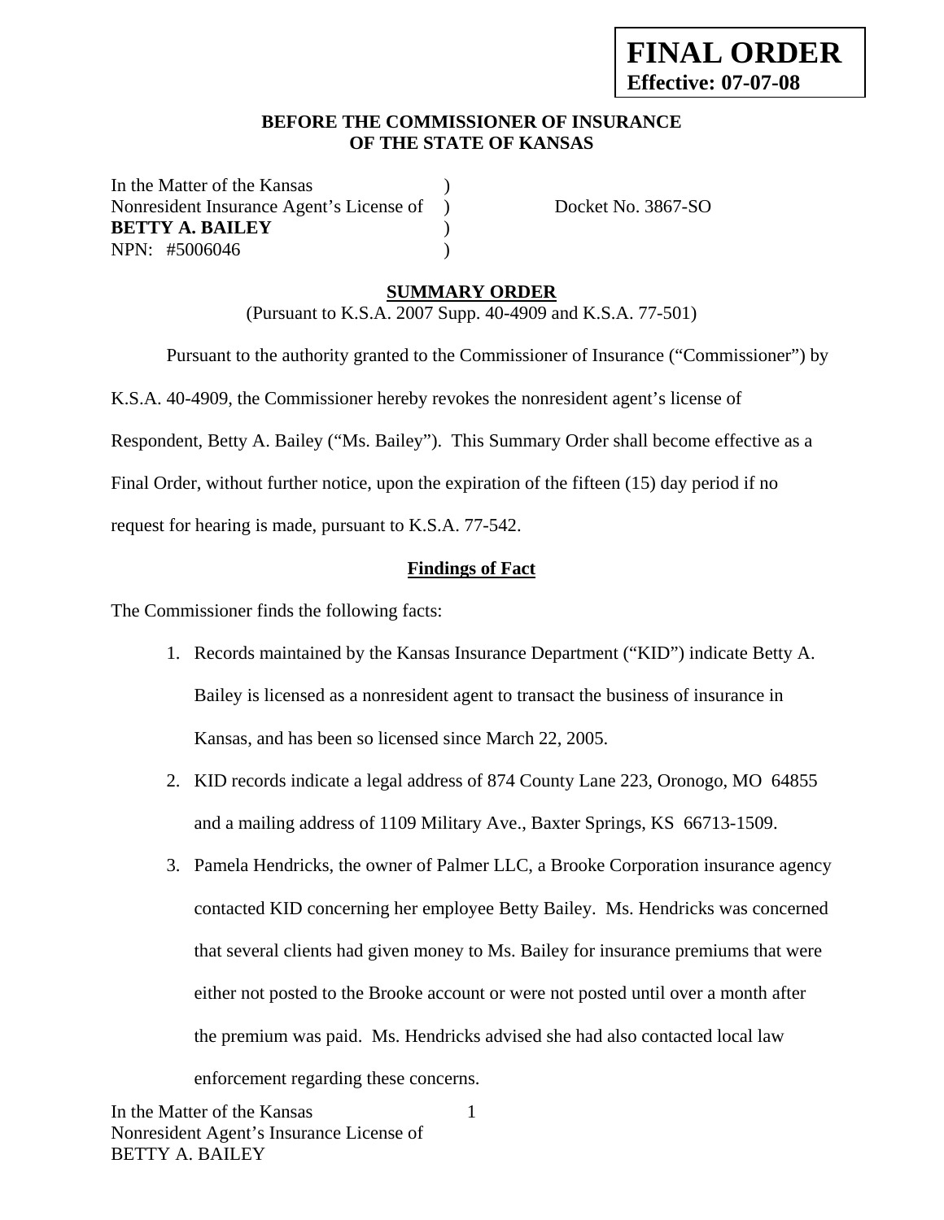**FINAL ORDER**
**Effective: 07-07-08**

**BEFORE THE COMMISSIONER OF INSURANCE**
**OF THE STATE OF KANSAS**

In the Matter of the Kansas )
Nonresident Insurance Agent's License of ) Docket No. 3867-SO
**BETTY A. BAILEY** )
NPN: #5006046 )

## SUMMARY ORDER

(Pursuant to K.S.A. 2007 Supp. 40-4909 and K.S.A. 77-501)

Pursuant to the authority granted to the Commissioner of Insurance ("Commissioner") by K.S.A. 40-4909, the Commissioner hereby revokes the nonresident agent's license of Respondent, Betty A. Bailey ("Ms. Bailey"). This Summary Order shall become effective as a Final Order, without further notice, upon the expiration of the fifteen (15) day period if no request for hearing is made, pursuant to K.S.A. 77-542.

### Findings of Fact

The Commissioner finds the following facts:

1. Records maintained by the Kansas Insurance Department ("KID") indicate Betty A. Bailey is licensed as a nonresident agent to transact the business of insurance in Kansas, and has been so licensed since March 22, 2005.
2. KID records indicate a legal address of 874 County Lane 223, Oronogo, MO 64855 and a mailing address of 1109 Military Ave., Baxter Springs, KS 66713-1509.
3. Pamela Hendricks, the owner of Palmer LLC, a Brooke Corporation insurance agency contacted KID concerning her employee Betty Bailey. Ms. Hendricks was concerned that several clients had given money to Ms. Bailey for insurance premiums that were either not posted to the Brooke account or were not posted until over a month after the premium was paid. Ms. Hendricks advised she had also contacted local law enforcement regarding these concerns.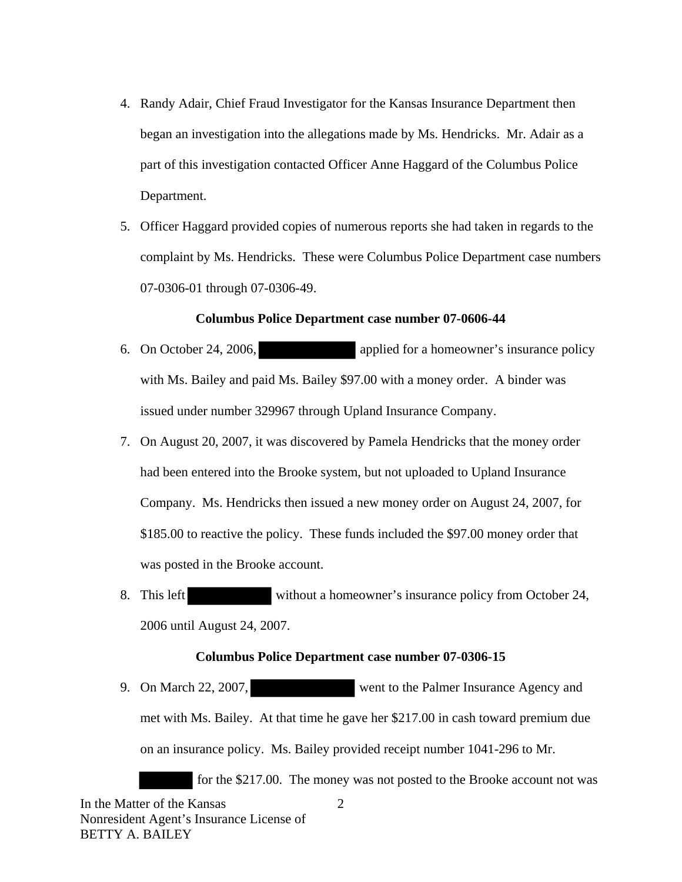4. Randy Adair, Chief Fraud Investigator for the Kansas Insurance Department then began an investigation into the allegations made by Ms. Hendricks. Mr. Adair as a part of this investigation contacted Officer Anne Haggard of the Columbus Police Department.

5. Officer Haggard provided copies of numerous reports she had taken in regards to the complaint by Ms. Hendricks. These were Columbus Police Department case numbers 07-0306-01 through 07-0306-49.

**Columbus Police Department case number 07-0606-44**

6. On October 24, 2006, [REDACTED] applied for a homeowner's insurance policy with Ms. Bailey and paid Ms. Bailey $97.00 with a money order. A binder was issued under number 329967 through Upland Insurance Company.

7. On August 20, 2007, it was discovered by Pamela Hendricks that the money order had been entered into the Brooke system, but not uploaded to Upland Insurance Company. Ms. Hendricks then issued a new money order on August 24, 2007, for $185.00 to reactive the policy. These funds included the $97.00 money order that was posted in the Brooke account.

8. This left [REDACTED] without a homeowner's insurance policy from October 24, 2006 until August 24, 2007.

**Columbus Police Department case number 07-0306-15**

9. On March 22, 2007, [REDACTED] went to the Palmer Insurance Agency and met with Ms. Bailey. At that time he gave her $217.00 in cash toward premium due on an insurance policy. Ms. Bailey provided receipt number 1041-296 to Mr. [REDACTED] for the $217.00. The money was not posted to the Brooke account not was

In the Matter of the Kansas
Nonresident Agent's Insurance License of
BETTY A. BAILEY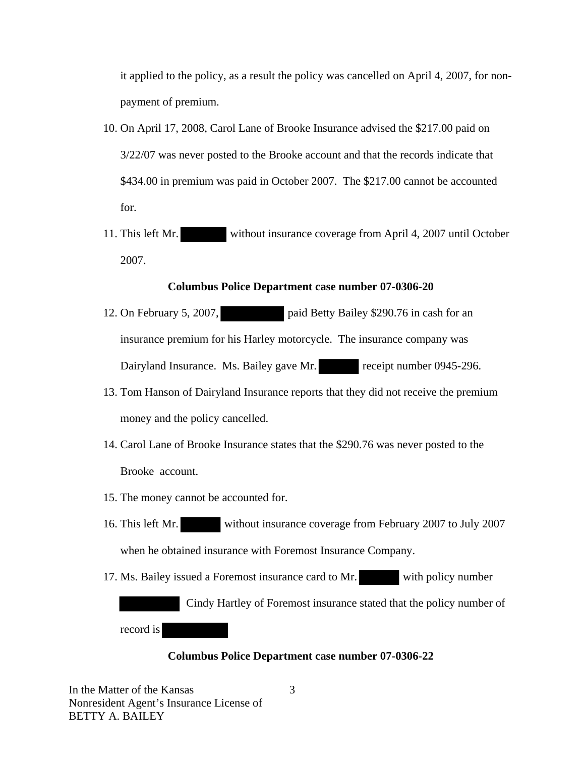it applied to the policy, as a result the policy was cancelled on April 4, 2007, for non-payment of premium.

10. On April 17, 2008, Carol Lane of Brooke Insurance advised the $217.00 paid on 3/22/07 was never posted to the Brooke account and that the records indicate that $434.00 in premium was paid in October 2007. The $217.00 cannot be accounted for.
11. This left Mr. ██████ without insurance coverage from April 4, 2007 until October 2007.

**Columbus Police Department case number 07-0306-20**

12. On February 5, 2007, ████████ paid Betty Bailey $290.76 in cash for an insurance premium for his Harley motorcycle. The insurance company was Dairyland Insurance. Ms. Bailey gave Mr. █████ receipt number 0945-296.
13. Tom Hanson of Dairyland Insurance reports that they did not receive the premium money and the policy cancelled.
14. Carol Lane of Brooke Insurance states that the $290.76 was never posted to the Brooke account.
15. The money cannot be accounted for.
16. This left Mr. █████ without insurance coverage from February 2007 to July 2007 when he obtained insurance with Foremost Insurance Company.
17. Ms. Bailey issued a Foremost insurance card to Mr. █████ with policy number ████████ Cindy Hartley of Foremost insurance stated that the policy number of record is ████████

**Columbus Police Department case number 07-0306-22**

In the Matter of the Kansas
Nonresident Agent's Insurance License of
BETTY A. BAILEY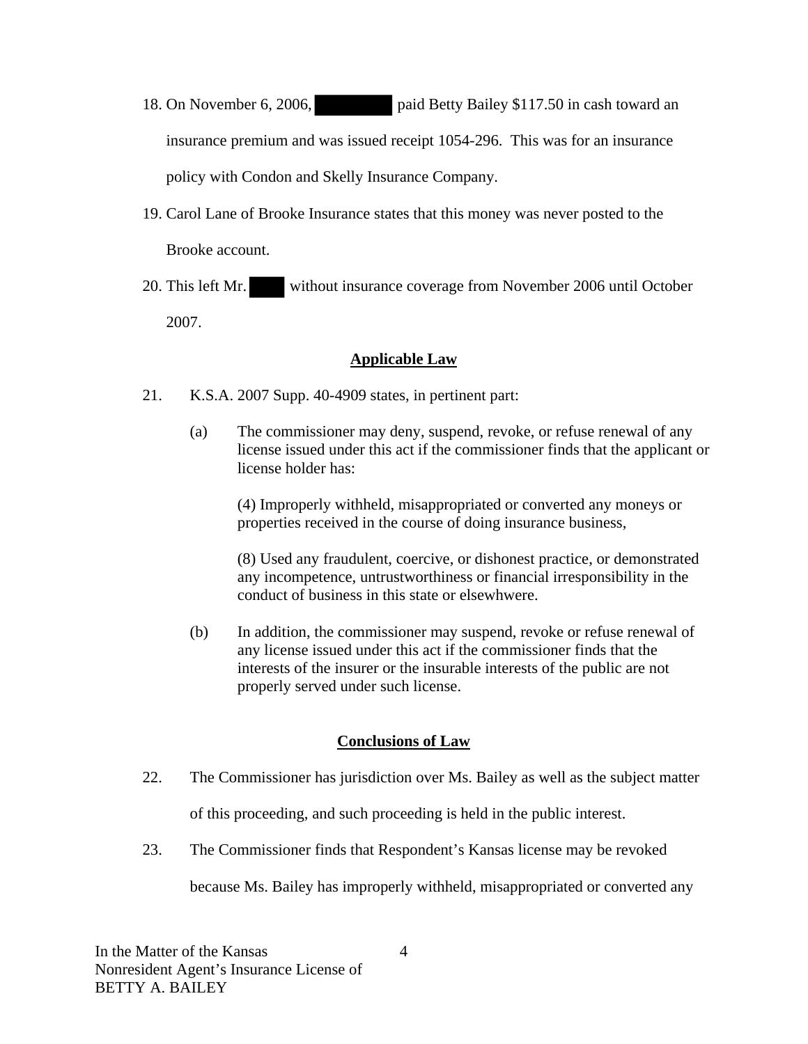18. On November 6, 2006, [REDACTED] paid Betty Bailey $117.50 in cash toward an insurance premium and was issued receipt 1054-296. This was for an insurance policy with Condon and Skelly Insurance Company.

19. Carol Lane of Brooke Insurance states that this money was never posted to the Brooke account.

20. This left Mr. [REDACTED] without insurance coverage from November 2006 until October 2007.

## Applicable Law

21. K.S.A. 2007 Supp. 40-4909 states, in pertinent part:

    (a) The commissioner may deny, suspend, revoke, or refuse renewal of any license issued under this act if the commissioner finds that the applicant or license holder has:

    (4) Improperly withheld, misappropriated or converted any moneys or properties received in the course of doing insurance business,

    (8) Used any fraudulent, coercive, or dishonest practice, or demonstrated any incompetence, untrustworthiness or financial irresponsibility in the conduct of business in this state or elsewhwere.

    (b) In addition, the commissioner may suspend, revoke or refuse renewal of any license issued under this act if the commissioner finds that the interests of the insurer or the insurable interests of the public are not properly served under such license.

## Conclusions of Law

22. The Commissioner has jurisdiction over Ms. Bailey as well as the subject matter of this proceeding, and such proceeding is held in the public interest.

23. The Commissioner finds that Respondent's Kansas license may be revoked because Ms. Bailey has improperly withheld, misappropriated or converted any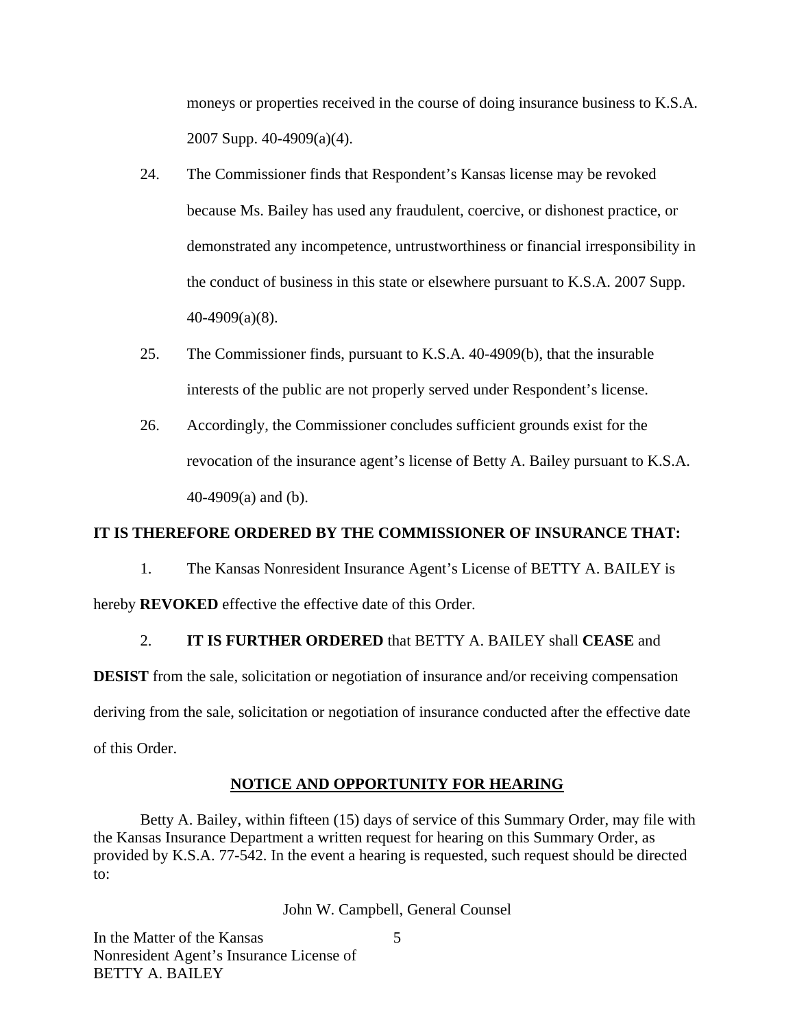moneys or properties received in the course of doing insurance business to K.S.A. 2007 Supp. 40-4909(a)(4).

24. The Commissioner finds that Respondent's Kansas license may be revoked because Ms. Bailey has used any fraudulent, coercive, or dishonest practice, or demonstrated any incompetence, untrustworthiness or financial irresponsibility in the conduct of business in this state or elsewhere pursuant to K.S.A. 2007 Supp. 40-4909(a)(8).

25. The Commissioner finds, pursuant to K.S.A. 40-4909(b), that the insurable interests of the public are not properly served under Respondent's license.

26. Accordingly, the Commissioner concludes sufficient grounds exist for the revocation of the insurance agent's license of Betty A. Bailey pursuant to K.S.A. 40-4909(a) and (b).

**IT IS THEREFORE ORDERED BY THE COMMISSIONER OF INSURANCE THAT:**

1. The Kansas Nonresident Insurance Agent's License of BETTY A. BAILEY is hereby **REVOKED** effective the effective date of this Order.

2. **IT IS FURTHER ORDERED** that BETTY A. BAILEY shall **CEASE** and **DESIST** from the sale, solicitation or negotiation of insurance and/or receiving compensation deriving from the sale, solicitation or negotiation of insurance conducted after the effective date of this Order.

## NOTICE AND OPPORTUNITY FOR HEARING

Betty A. Bailey, within fifteen (15) days of service of this Summary Order, may file with the Kansas Insurance Department a written request for hearing on this Summary Order, as provided by K.S.A. 77-542. In the event a hearing is requested, such request should be directed to:

John W. Campbell, General Counsel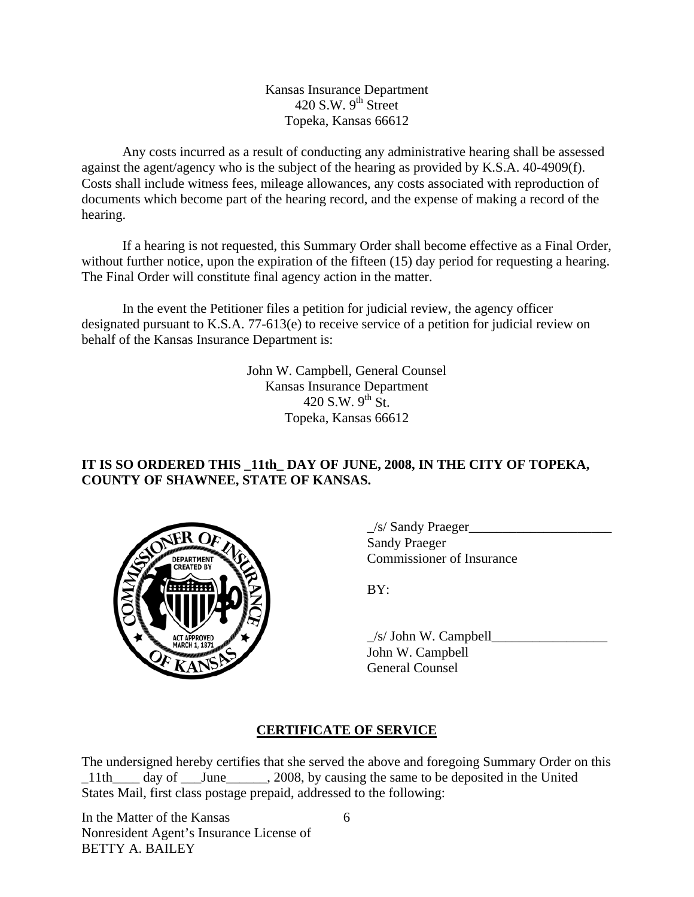Kansas Insurance Department
420 S.W. 9th Street
Topeka, Kansas 66612

Any costs incurred as a result of conducting any administrative hearing shall be assessed against the agent/agency who is the subject of the hearing as provided by K.S.A. 40-4909(f). Costs shall include witness fees, mileage allowances, any costs associated with reproduction of documents which become part of the hearing record, and the expense of making a record of the hearing.

If a hearing is not requested, this Summary Order shall become effective as a Final Order, without further notice, upon the expiration of the fifteen (15) day period for requesting a hearing. The Final Order will constitute final agency action in the matter.

In the event the Petitioner files a petition for judicial review, the agency officer designated pursuant to K.S.A. 77-613(e) to receive service of a petition for judicial review on behalf of the Kansas Insurance Department is:

John W. Campbell, General Counsel
Kansas Insurance Department
420 S.W. 9th St.
Topeka, Kansas 66612

**IT IS SO ORDERED THIS _11th_ DAY OF JUNE, 2008, IN THE CITY OF TOPEKA, COUNTY OF SHAWNEE, STATE OF KANSAS.**

_/s/ Sandy Praeger_____________________
Sandy Praeger
Commissioner of Insurance

BY:

_/s/ John W. Campbell_________________
John W. Campbell
General Counsel

## CERTIFICATE OF SERVICE

The undersigned hereby certifies that she served the above and foregoing Summary Order on this _11th____ day of ___June______, 2008, by causing the same to be deposited in the United States Mail, first class postage prepaid, addressed to the following:

In the Matter of the Kansas
Nonresident Agent's Insurance License of
BETTY A. BAILEY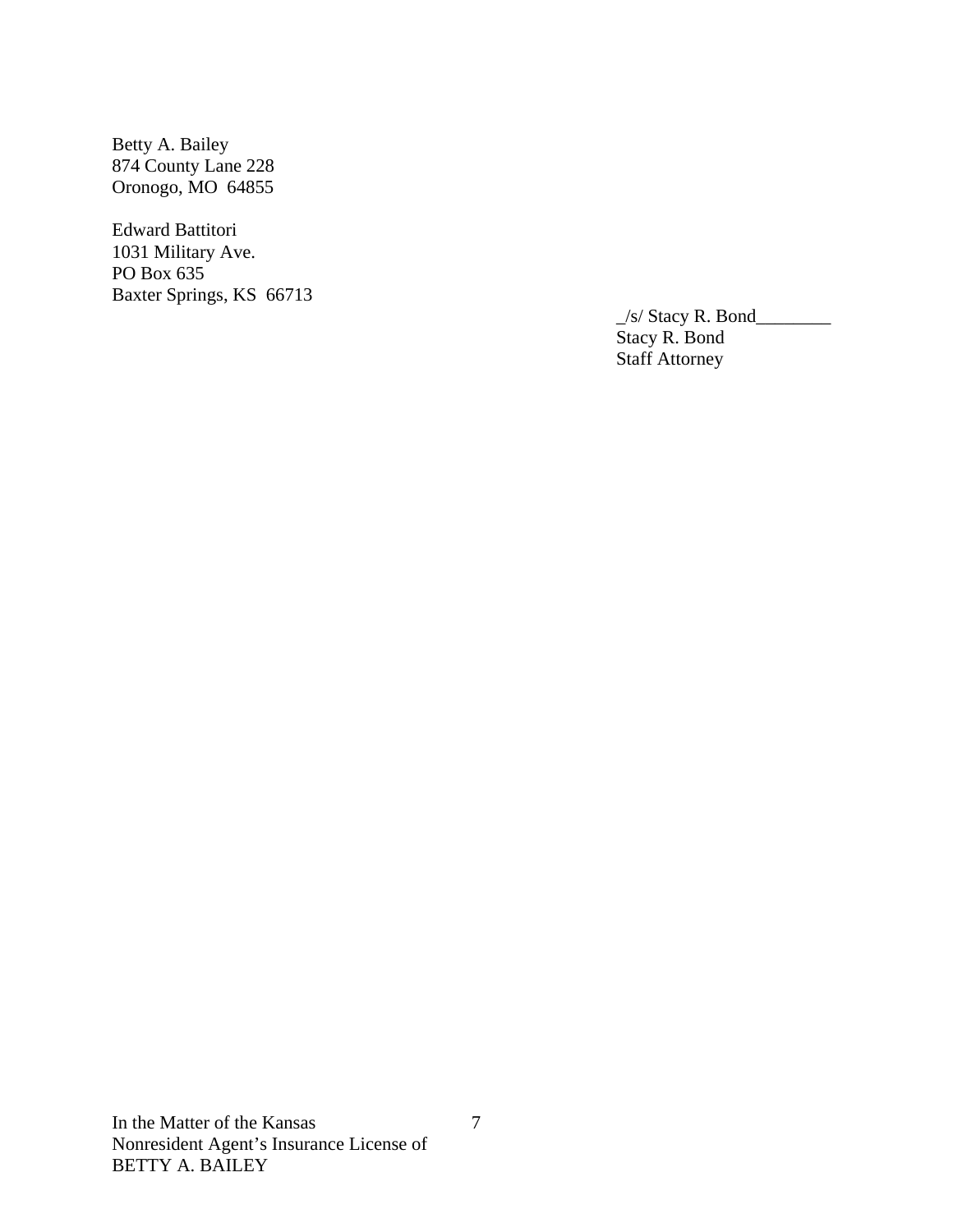Betty A. Bailey  
874 County Lane 228  
Oronogo, MO 64855

Edward Battitori  
1031 Military Ave.  
PO Box 635  
Baxter Springs, KS 66713

_/s/ Stacy R. Bond________  
Stacy R. Bond  
Staff Attorney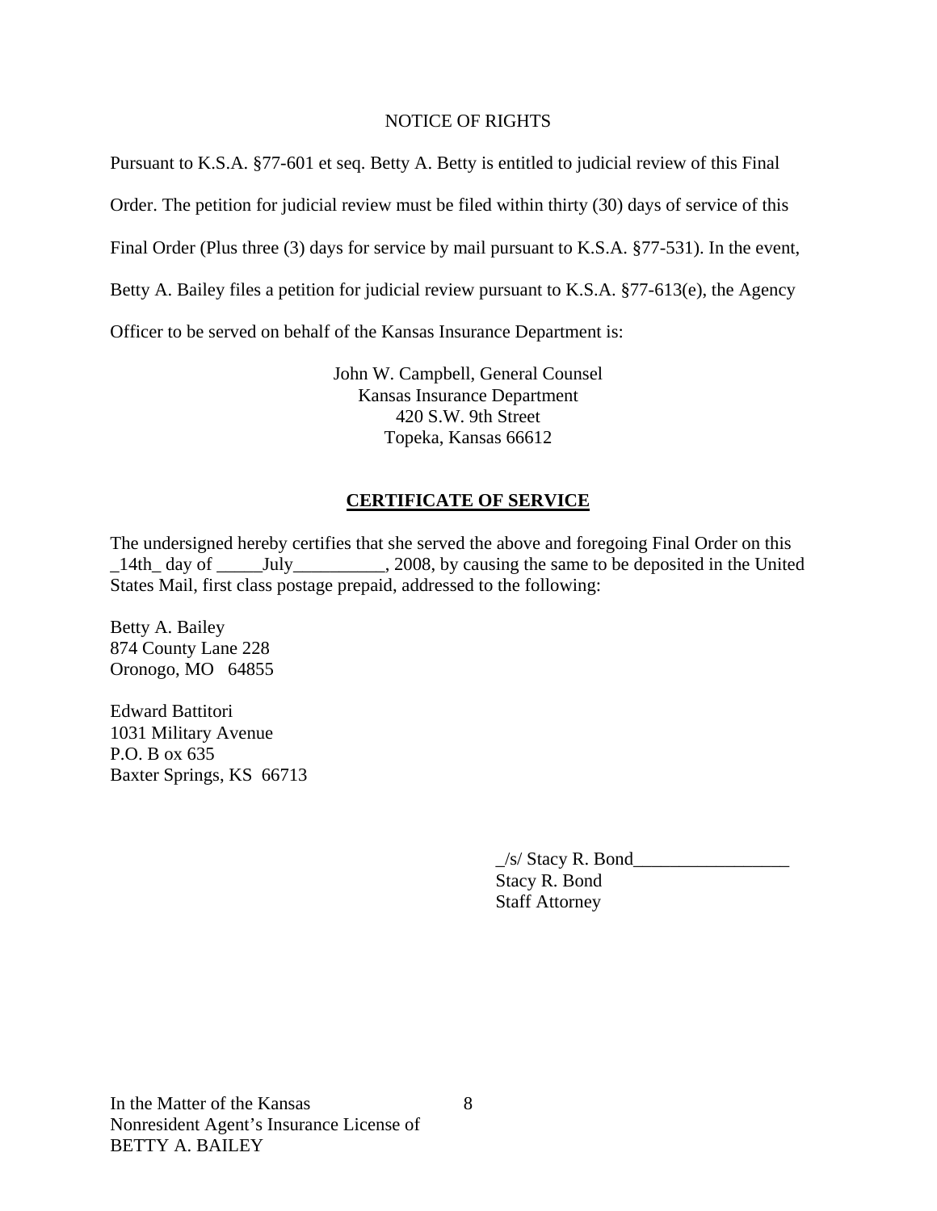NOTICE OF RIGHTS

Pursuant to K.S.A. §77-601 et seq. Betty A. Betty is entitled to judicial review of this Final Order. The petition for judicial review must be filed within thirty (30) days of service of this Final Order (Plus three (3) days for service by mail pursuant to K.S.A. §77-531). In the event, Betty A. Bailey files a petition for judicial review pursuant to K.S.A. §77-613(e), the Agency Officer to be served on behalf of the Kansas Insurance Department is:

John W. Campbell, General Counsel
Kansas Insurance Department
420 S.W. 9th Street
Topeka, Kansas 66612

**CERTIFICATE OF SERVICE**

The undersigned hereby certifies that she served the above and foregoing Final Order on this _14th_ day of _____July__________, 2008, by causing the same to be deposited in the United States Mail, first class postage prepaid, addressed to the following:

Betty A. Bailey
874 County Lane 228
Oronogo, MO 64855

Edward Battitori
1031 Military Avenue
P.O. B ox 635
Baxter Springs, KS 66713

_/s/ Stacy R. Bond_________________
Stacy R. Bond
Staff Attorney

In the Matter of the Kansas
Nonresident Agent's Insurance License of
BETTY A. BAILEY